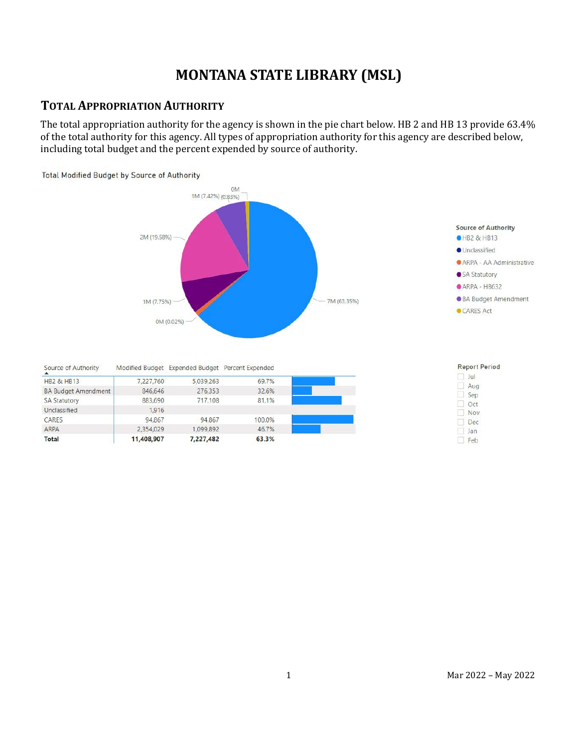# MONTANA STATE LIBRARY (MSL)

## TOTAL APPROPRIATION AUTHORITY

The total appropriation authority for the agency is shown in the pie chart below. HB 2 and HB 13 provide 63.4% of the total authority for this agency. All types of appropriation authority for this agency are described below, including total budget and the percent expended by source of authority.

Total Modified Budget by Source of Authority

| Source of Authority | Modified Budget | Expended Budget | Percent Expended |
|---|---|---|---|
| HB2 & HB13 | 7,227,760 | 5,039,263 | 69.7% |
| BA Budget Amendment | 846,646 | 276,353 | 32.6% |
| SA Statutory | 883,690 | 717,108 | 81.1% |
| Unclassified | 1,916 | | |
| CARES | 94,867 | 94,867 | 100.0% |
| ARPA | 2,354,029 | 1,099,892 | 46.7% |
| **Total** | **11,408,907** | **7,227,482** | **63.3%** |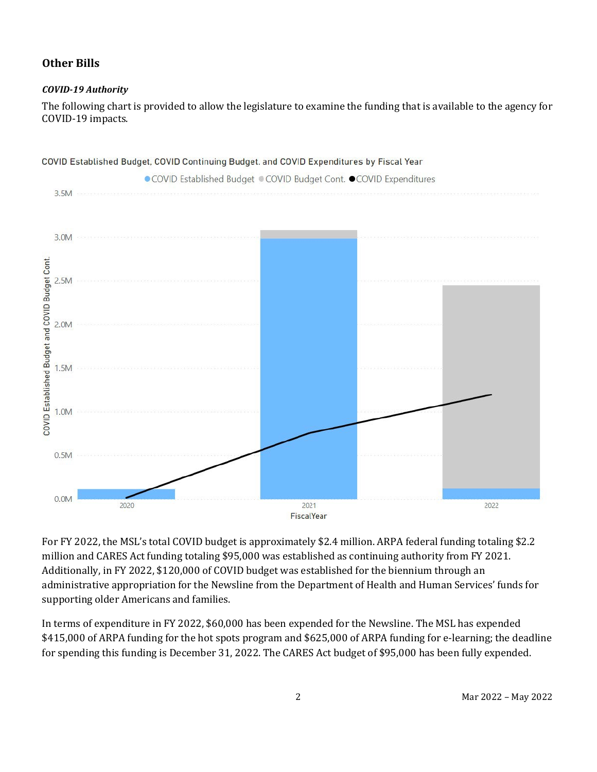## Other Bills

### *COVID-19 Authority*

The following chart is provided to allow the legislature to examine the funding that is available to the agency for COVID-19 impacts.

For FY 2022, the MSL's total COVID budget is approximately $2.4 million. ARPA federal funding totaling $2.2 million and CARES Act funding totaling $95,000 was established as continuing authority from FY 2021. Additionally, in FY 2022, $120,000 of COVID budget was established for the biennium through an administrative appropriation for the Newsline from the Department of Health and Human Services' funds for supporting older Americans and families.

In terms of expenditure in FY 2022, $60,000 has been expended for the Newsline. The MSL has expended $415,000 of ARPA funding for the hot spots program and $625,000 of ARPA funding for e-learning; the deadline for spending this funding is December 31, 2022. The CARES Act budget of $95,000 has been fully expended.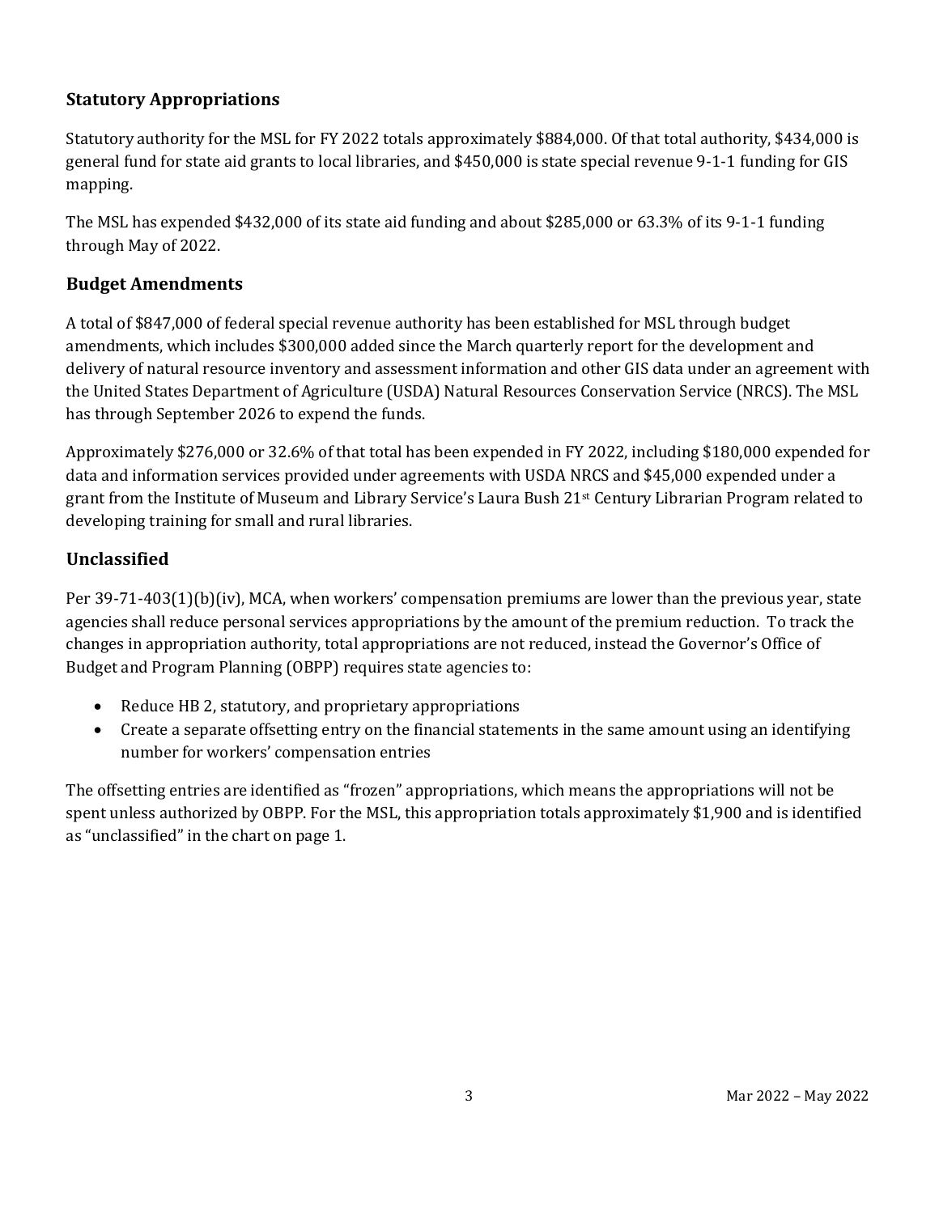## Statutory Appropriations

Statutory authority for the MSL for FY 2022 totals approximately $884,000. Of that total authority, $434,000 is general fund for state aid grants to local libraries, and $450,000 is state special revenue 9-1-1 funding for GIS mapping.

The MSL has expended $432,000 of its state aid funding and about $285,000 or 63.3% of its 9-1-1 funding through May of 2022.

## Budget Amendments

A total of $847,000 of federal special revenue authority has been established for MSL through budget amendments, which includes $300,000 added since the March quarterly report for the development and delivery of natural resource inventory and assessment information and other GIS data under an agreement with the United States Department of Agriculture (USDA) Natural Resources Conservation Service (NRCS). The MSL has through September 2026 to expend the funds.

Approximately $276,000 or 32.6% of that total has been expended in FY 2022, including $180,000 expended for data and information services provided under agreements with USDA NRCS and $45,000 expended under a grant from the Institute of Museum and Library Service's Laura Bush 21st Century Librarian Program related to developing training for small and rural libraries.

## Unclassified

Per 39-71-403(1)(b)(iv), MCA, when workers' compensation premiums are lower than the previous year, state agencies shall reduce personal services appropriations by the amount of the premium reduction. To track the changes in appropriation authority, total appropriations are not reduced, instead the Governor's Office of Budget and Program Planning (OBPP) requires state agencies to:

- Reduce HB 2, statutory, and proprietary appropriations
- Create a separate offsetting entry on the financial statements in the same amount using an identifying number for workers' compensation entries

The offsetting entries are identified as "frozen" appropriations, which means the appropriations will not be spent unless authorized by OBPP. For the MSL, this appropriation totals approximately $1,900 and is identified as "unclassified" in the chart on page 1.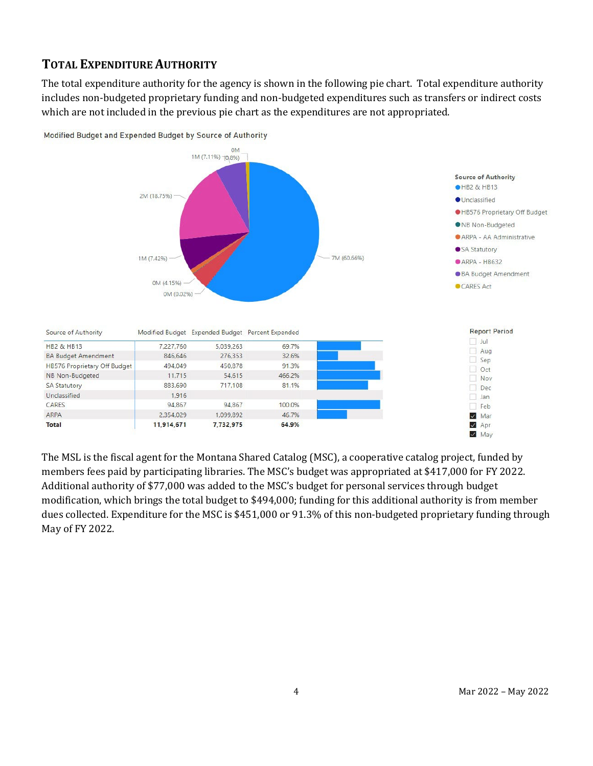## TOTAL EXPENDITURE AUTHORITY

The total expenditure authority for the agency is shown in the following pie chart. Total expenditure authority includes non-budgeted proprietary funding and non-budgeted expenditures such as transfers or indirect costs which are not included in the previous pie chart as the expenditures are not appropriated.

Modified Budget and Expended Budget by Source of Authority

| Source of Authority | Modified Budget | Expended Budget | Percent Expended |
|---|---|---|---|
| HB2 & HB13 | 7,227,760 | 5,039,263 | 69.7% |
| BA Budget Amendment | 846,646 | 276,353 | 32.6% |
| HB576 Proprietary Off Budget | 494,049 | 450,878 | 91.3% |
| NB Non-Budgeted | 11,715 | 54,615 | 466.2% |
| SA Statutory | 883,690 | 717,108 | 81.1% |
| Unclassified | 1,916 | | |
| CARES | 94,867 | 94,867 | 100.0% |
| ARPA | 2,354,029 | 1,099,892 | 46.7% |
| **Total** | **11,914,671** | **7,732,975** | **64.9%** |

The MSL is the fiscal agent for the Montana Shared Catalog (MSC), a cooperative catalog project, funded by members fees paid by participating libraries. The MSC's budget was appropriated at $417,000 for FY 2022. Additional authority of $77,000 was added to the MSC's budget for personal services through budget modification, which brings the total budget to $494,000; funding for this additional authority is from member dues collected. Expenditure for the MSC is $451,000 or 91.3% of this non-budgeted proprietary funding through May of FY 2022.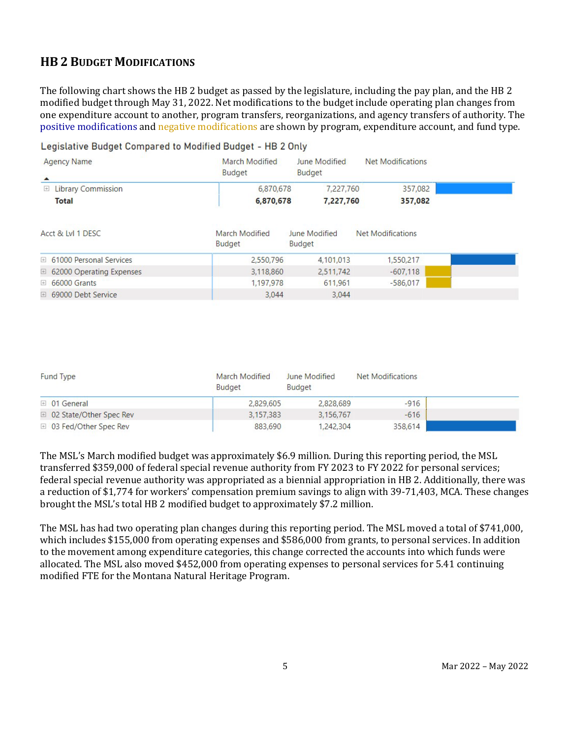## HB 2 Budget Modifications

The following chart shows the HB 2 budget as passed by the legislature, including the pay plan, and the HB 2 modified budget through May 31, 2022. Net modifications to the budget include operating plan changes from one expenditure account to another, program transfers, reorganizations, and agency transfers of authority. The positive modifications and negative modifications are shown by program, expenditure account, and fund type.

Legislative Budget Compared to Modified Budget - HB 2 Only

| Agency Name | March Modified Budget | June Modified Budget | Net Modifications |
|---|---|---|---|
| Library Commission | 6,870,678 | 7,227,760 | 357,082 |
| **Total** | **6,870,678** | **7,227,760** | **357,082** |

| Acct & Lvl 1 DESC | March Modified Budget | June Modified Budget | Net Modifications |
|---|---|---|---|
| 61000 Personal Services | 2,550,796 | 4,101,013 | 1,550,217 |
| 62000 Operating Expenses | 3,118,860 | 2,511,742 | -607,118 |
| 66000 Grants | 1,197,978 | 611,961 | -586,017 |
| 69000 Debt Service | 3,044 | 3,044 | |

| Fund Type | March Modified Budget | June Modified Budget | Net Modifications |
|---|---|---|---|
| 01 General | 2,829,605 | 2,828,689 | -916 |
| 02 State/Other Spec Rev | 3,157,383 | 3,156,767 | -616 |
| 03 Fed/Other Spec Rev | 883,690 | 1,242,304 | 358,614 |

The MSL's March modified budget was approximately $6.9 million. During this reporting period, the MSL transferred $359,000 of federal special revenue authority from FY 2023 to FY 2022 for personal services; federal special revenue authority was appropriated as a biennial appropriation in HB 2. Additionally, there was a reduction of $1,774 for workers' compensation premium savings to align with 39-71,403, MCA. These changes brought the MSL's total HB 2 modified budget to approximately $7.2 million.

The MSL has had two operating plan changes during this reporting period. The MSL moved a total of $741,000, which includes $155,000 from operating expenses and $586,000 from grants, to personal services. In addition to the movement among expenditure categories, this change corrected the accounts into which funds were allocated. The MSL also moved $452,000 from operating expenses to personal services for 5.41 continuing modified FTE for the Montana Natural Heritage Program.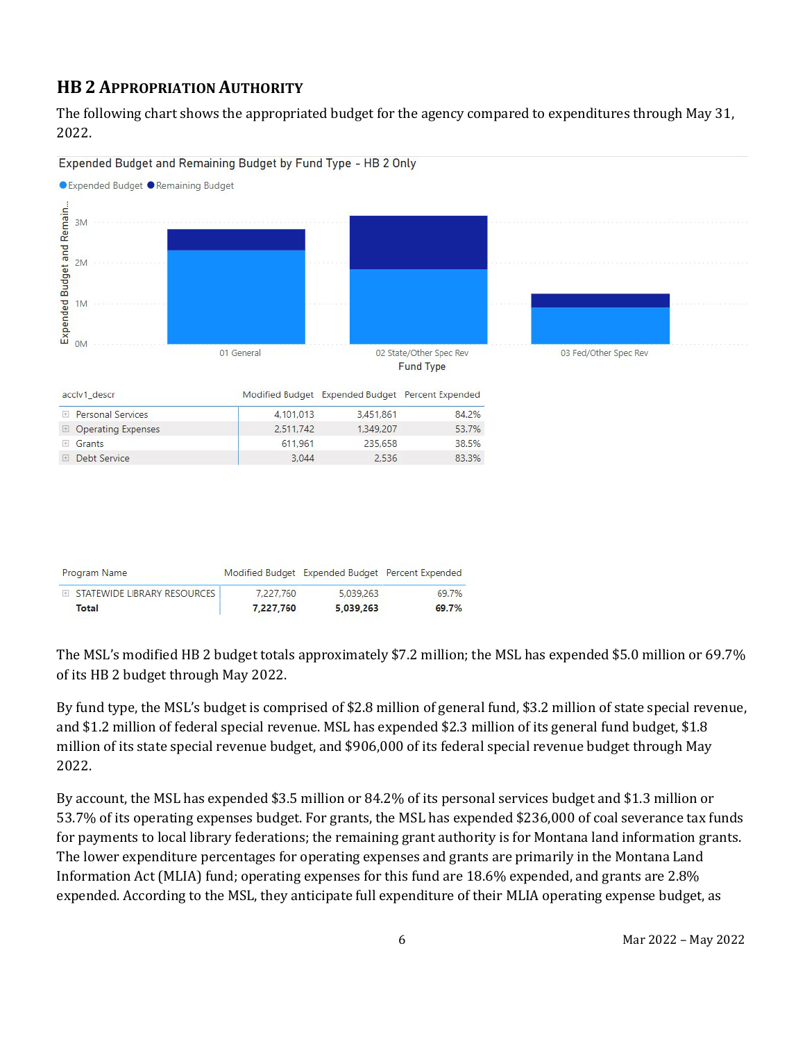## HB 2 Appropriation Authority

The following chart shows the appropriated budget for the agency compared to expenditures through May 31, 2022.

Expended Budget and Remaining Budget by Fund Type - HB 2 Only

| acclv1_descr | Modified Budget | Expended Budget | Percent Expended |
|---|---|---|---|
| Personal Services | 4,101,013 | 3,451,861 | 84.2% |
| Operating Expenses | 2,511,742 | 1,349,207 | 53.7% |
| Grants | 611,961 | 235,658 | 38.5% |
| Debt Service | 3,044 | 2,536 | 83.3% |

| Program Name | Modified Budget | Expended Budget | Percent Expended |
|---|---|---|---|
| STATEWIDE LIBRARY RESOURCES | 7,227,760 | 5,039,263 | 69.7% |
| **Total** | **7,227,760** | **5,039,263** | **69.7%** |

The MSL's modified HB 2 budget totals approximately $7.2 million; the MSL has expended $5.0 million or 69.7% of its HB 2 budget through May 2022.

By fund type, the MSL's budget is comprised of $2.8 million of general fund, $3.2 million of state special revenue, and $1.2 million of federal special revenue. MSL has expended $2.3 million of its general fund budget, $1.8 million of its state special revenue budget, and $906,000 of its federal special revenue budget through May 2022.

By account, the MSL has expended $3.5 million or 84.2% of its personal services budget and $1.3 million or 53.7% of its operating expenses budget. For grants, the MSL has expended $236,000 of coal severance tax funds for payments to local library federations; the remaining grant authority is for Montana land information grants. The lower expenditure percentages for operating expenses and grants are primarily in the Montana Land Information Act (MLIA) fund; operating expenses for this fund are 18.6% expended, and grants are 2.8% expended. According to the MSL, they anticipate full expenditure of their MLIA operating expense budget, as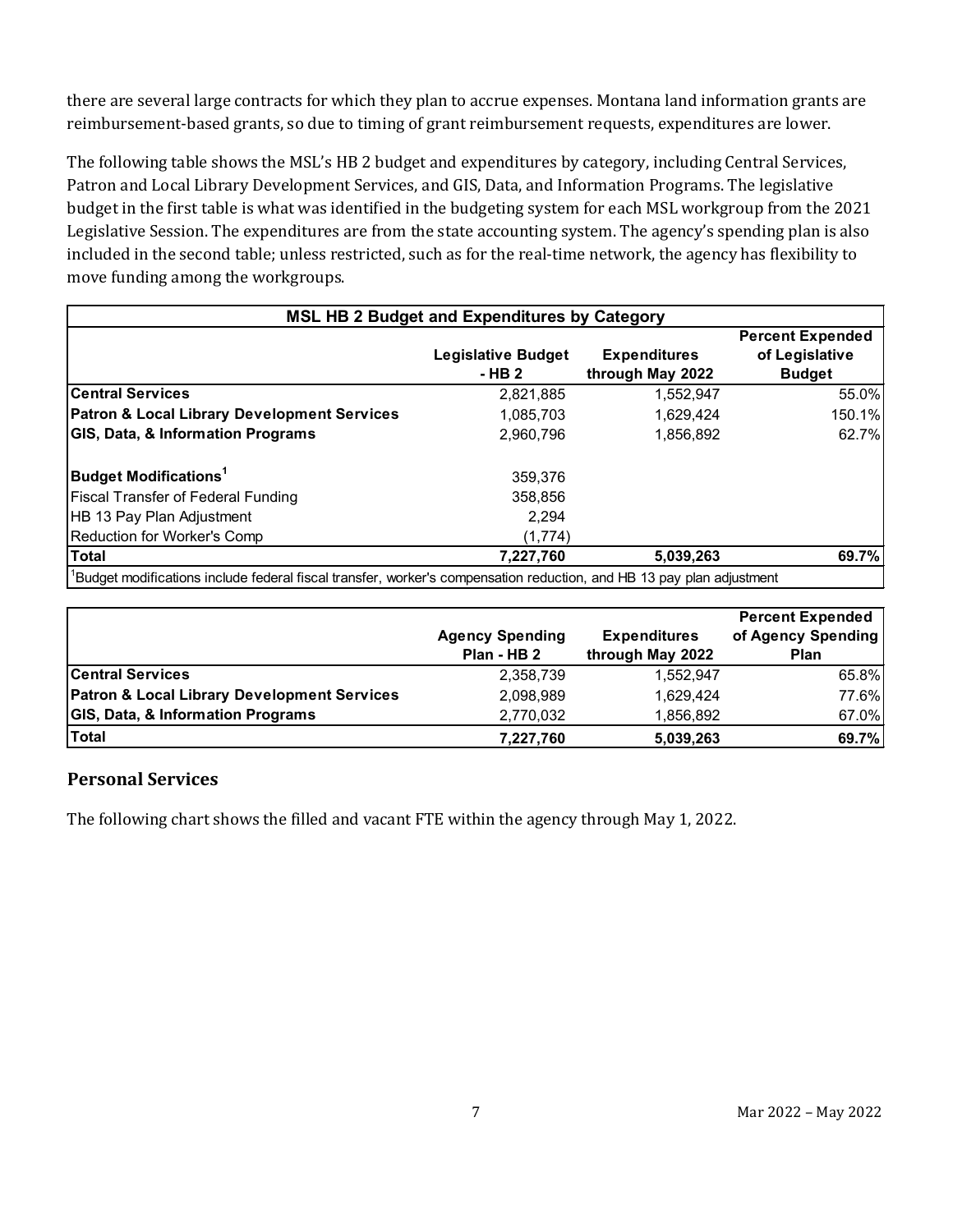there are several large contracts for which they plan to accrue expenses. Montana land information grants are reimbursement-based grants, so due to timing of grant reimbursement requests, expenditures are lower.

The following table shows the MSL's HB 2 budget and expenditures by category, including Central Services, Patron and Local Library Development Services, and GIS, Data, and Information Programs. The legislative budget in the first table is what was identified in the budgeting system for each MSL workgroup from the 2021 Legislative Session. The expenditures are from the state accounting system. The agency's spending plan is also included in the second table; unless restricted, such as for the real-time network, the agency has flexibility to move funding among the workgroups.

**MSL HB 2 Budget and Expenditures by Category**

| | Legislative Budget - HB 2 | Expenditures through May 2022 | Percent Expended of Legislative Budget |
|---|---|---|---|
| **Central Services** | 2,821,885 | 1,552,947 | 55.0% |
| **Patron & Local Library Development Services** | 1,085,703 | 1,629,424 | 150.1% |
| **GIS, Data, & Information Programs** | 2,960,796 | 1,856,892 | 62.7% |
| **Budget Modifications[1]** | 359,376 | | |
| Fiscal Transfer of Federal Funding | 358,856 | | |
| HB 13 Pay Plan Adjustment | 2,294 | | |
| Reduction for Worker's Comp | (1,774) | | |
| **Total** | **7,227,760** | **5,039,263** | **69.7%** |

[1]Budget modifications include federal fiscal transfer, worker's compensation reduction, and HB 13 pay plan adjustment

| | Agency Spending Plan - HB 2 | Expenditures through May 2022 | Percent Expended of Agency Spending Plan |
|---|---|---|---|
| **Central Services** | 2,358,739 | 1,552,947 | 65.8% |
| **Patron & Local Library Development Services** | 2,098,989 | 1,629,424 | 77.6% |
| **GIS, Data, & Information Programs** | 2,770,032 | 1,856,892 | 67.0% |
| **Total** | **7,227,760** | **5,039,263** | **69.7%** |

## Personal Services

The following chart shows the filled and vacant FTE within the agency through May 1, 2022.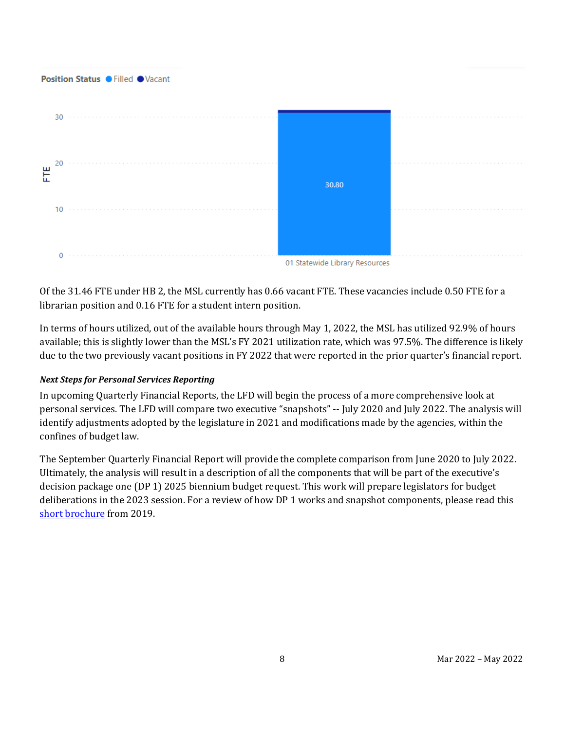Position Status ● Filled ● Vacant

Of the 31.46 FTE under HB 2, the MSL currently has 0.66 vacant FTE. These vacancies include 0.50 FTE for a librarian position and 0.16 FTE for a student intern position.

In terms of hours utilized, out of the available hours through May 1, 2022, the MSL has utilized 92.9% of hours available; this is slightly lower than the MSL's FY 2021 utilization rate, which was 97.5%. The difference is likely due to the two previously vacant positions in FY 2022 that were reported in the prior quarter's financial report.

***Next Steps for Personal Services Reporting***

In upcoming Quarterly Financial Reports, the LFD will begin the process of a more comprehensive look at personal services. The LFD will compare two executive "snapshots" -- July 2020 and July 2022. The analysis will identify adjustments adopted by the legislature in 2021 and modifications made by the agencies, within the confines of budget law.

The September Quarterly Financial Report will provide the complete comparison from June 2020 to July 2022. Ultimately, the analysis will result in a description of all the components that will be part of the executive's decision package one (DP 1) 2025 biennium budget request. This work will prepare legislators for budget deliberations in the 2023 session. For a review of how DP 1 works and snapshot components, please read this short brochure from 2019.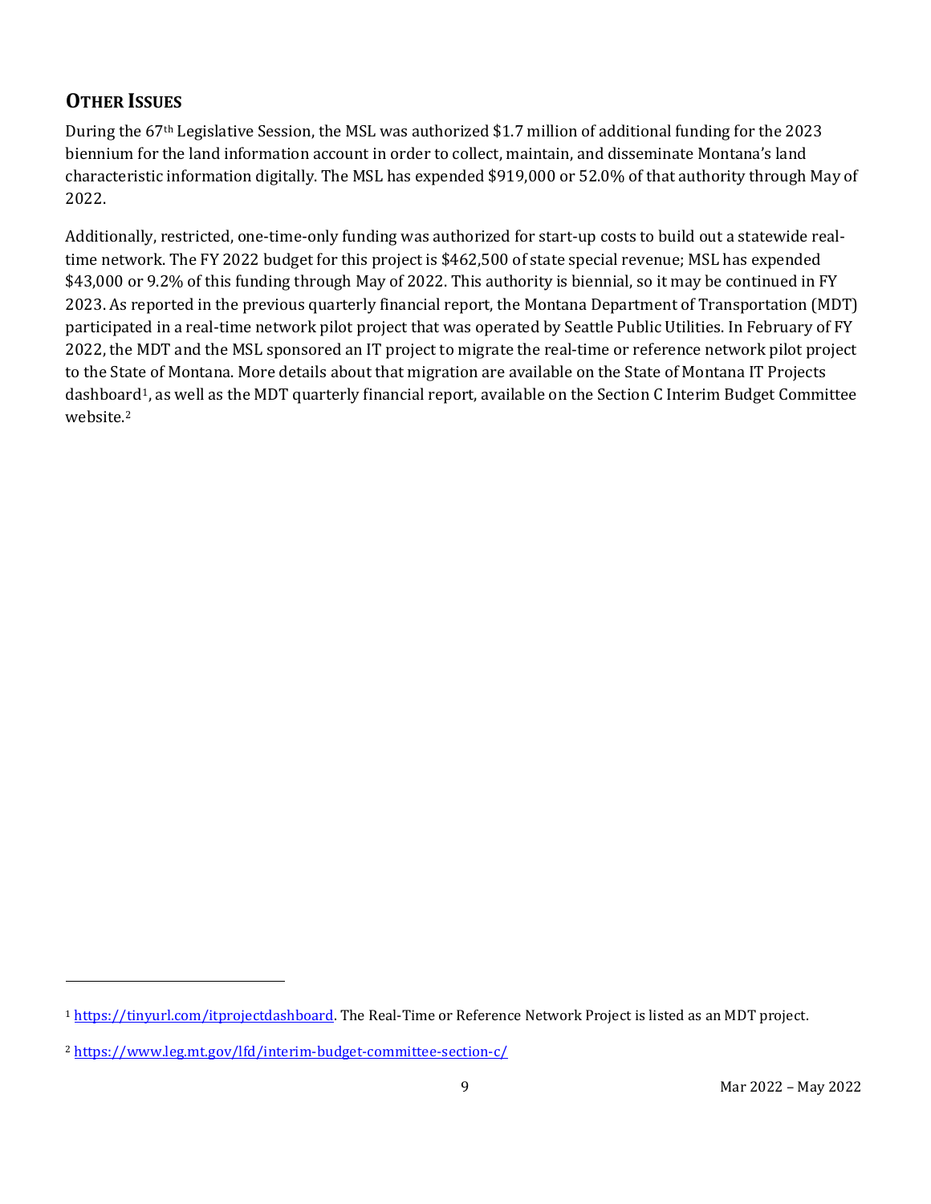## OTHER ISSUES

During the 67th Legislative Session, the MSL was authorized $1.7 million of additional funding for the 2023 biennium for the land information account in order to collect, maintain, and disseminate Montana's land characteristic information digitally. The MSL has expended $919,000 or 52.0% of that authority through May of 2022.

Additionally, restricted, one-time-only funding was authorized for start-up costs to build out a statewide real-time network. The FY 2022 budget for this project is $462,500 of state special revenue; MSL has expended $43,000 or 9.2% of this funding through May of 2022. This authority is biennial, so it may be continued in FY 2023. As reported in the previous quarterly financial report, the Montana Department of Transportation (MDT) participated in a real-time network pilot project that was operated by Seattle Public Utilities. In February of FY 2022, the MDT and the MSL sponsored an IT project to migrate the real-time or reference network pilot project to the State of Montana. More details about that migration are available on the State of Montana IT Projects dashboard[1], as well as the MDT quarterly financial report, available on the Section C Interim Budget Committee website.[2]

---

[1] https://tinyurl.com/itprojectdashboard. The Real-Time or Reference Network Project is listed as an MDT project.

[2] https://www.leg.mt.gov/lfd/interim-budget-committee-section-c/